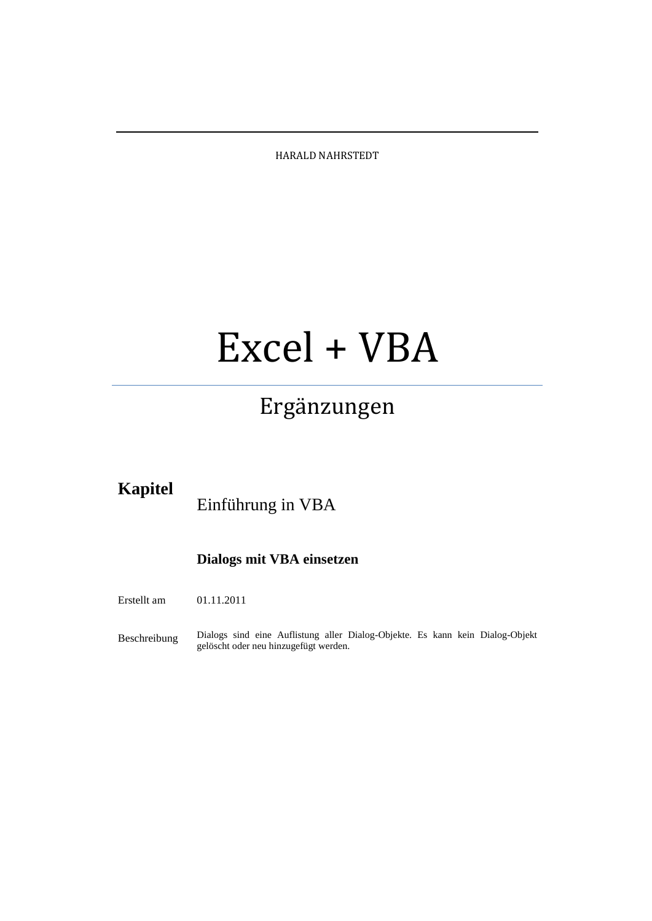HARALD NAHRSTEDT

# Excel + VBA

## Ergänzungen

| **Kapitel** | Einführung in VBA |
|---|---|
| | **Dialogs mit VBA einsetzen** |
| Erstellt am | 01.11.2011 |
| Beschreibung | Dialogs sind eine Auflistung aller Dialog-Objekte. Es kann kein Dialog-Objekt gelöscht oder neu hinzugefügt werden. |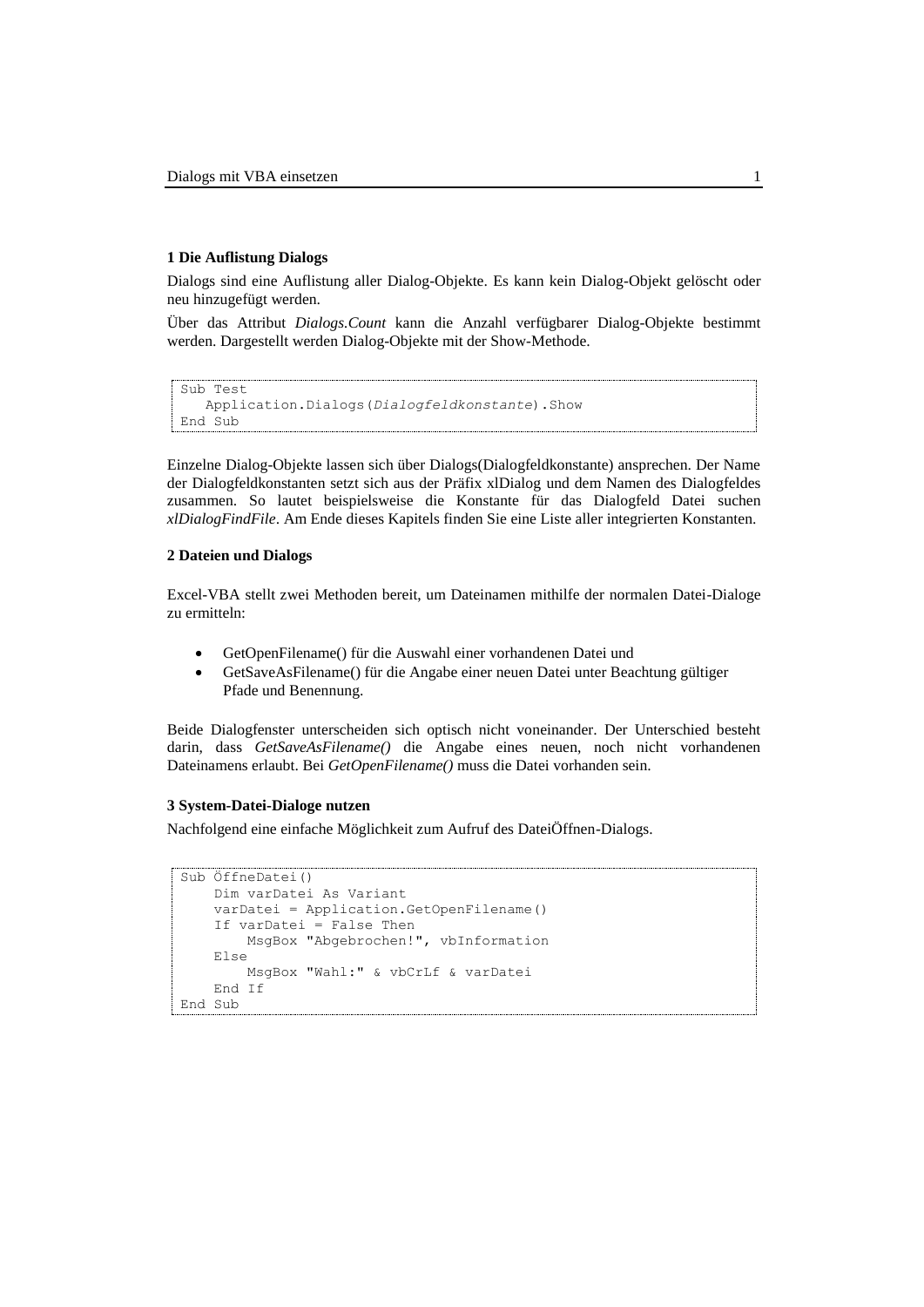## 1 Die Auflistung Dialogs

Dialogs sind eine Auflistung aller Dialog-Objekte. Es kann kein Dialog-Objekt gelöscht oder neu hinzugefügt werden.

Über das Attribut *Dialogs.Count* kann die Anzahl verfügbarer Dialog-Objekte bestimmt werden. Dargestellt werden Dialog-Objekte mit der Show-Methode.

```
Sub Test
   Application.Dialogs(Dialogfeldkonstante).Show
End Sub
```

Einzelne Dialog-Objekte lassen sich über Dialogs(Dialogfeldkonstante) ansprechen. Der Name der Dialogfeldkonstanten setzt sich aus der Präfix xlDialog und dem Namen des Dialogfeldes zusammen. So lautet beispielsweise die Konstante für das Dialogfeld Datei suchen *xlDialogFindFile*. Am Ende dieses Kapitels finden Sie eine Liste aller integrierten Konstanten.

## 2 Dateien und Dialogs

Excel-VBA stellt zwei Methoden bereit, um Dateinamen mithilfe der normalen Datei-Dialoge zu ermitteln:

- GetOpenFilename() für die Auswahl einer vorhandenen Datei und
- GetSaveAsFilename() für die Angabe einer neuen Datei unter Beachtung gültiger Pfade und Benennung.

Beide Dialogfenster unterscheiden sich optisch nicht voneinander. Der Unterschied besteht darin, dass *GetSaveAsFilename()* die Angabe eines neuen, noch nicht vorhandenen Dateinamens erlaubt. Bei *GetOpenFilename()* muss die Datei vorhanden sein.

## 3 System-Datei-Dialoge nutzen

Nachfolgend eine einfache Möglichkeit zum Aufruf des DateiÖffnen-Dialogs.

```
Sub ÖffneDatei()
    Dim varDatei As Variant
    varDatei = Application.GetOpenFilename()
    If varDatei = False Then
        MsgBox "Abgebrochen!", vbInformation
    Else
        MsgBox "Wahl:" & vbCrLf & varDatei
    End If
End Sub
```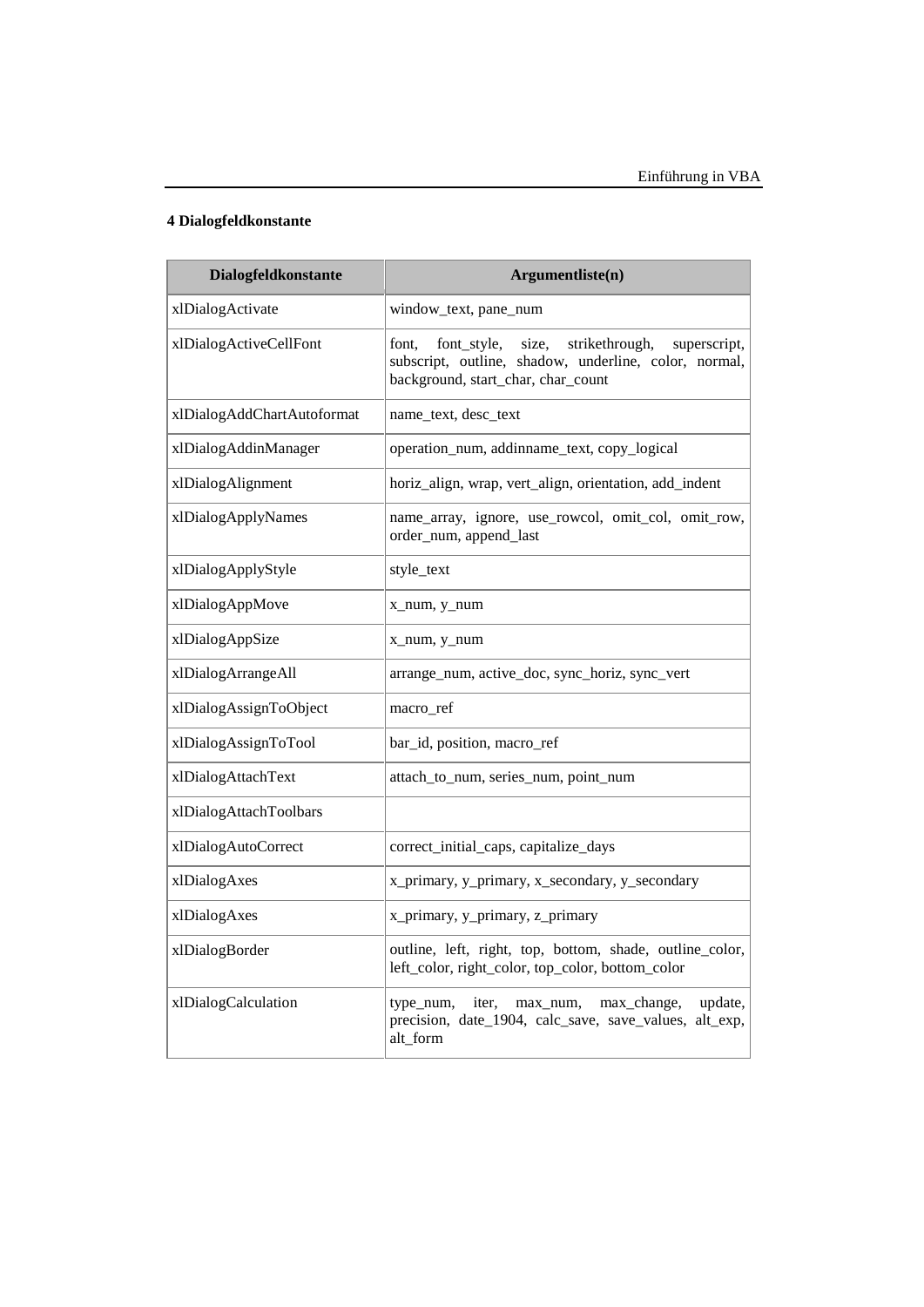## 4 Dialogfeldkonstante

| Dialogfeldkonstante | Argumentliste(n) |
|---|---|
| xlDialogActivate | window_text, pane_num |
| xlDialogActiveCellFont | font, font_style, size, strikethrough, superscript, subscript, outline, shadow, underline, color, normal, background, start_char, char_count |
| xlDialogAddChartAutoformat | name_text, desc_text |
| xlDialogAddinManager | operation_num, addinname_text, copy_logical |
| xlDialogAlignment | horiz_align, wrap, vert_align, orientation, add_indent |
| xlDialogApplyNames | name_array, ignore, use_rowcol, omit_col, omit_row, order_num, append_last |
| xlDialogApplyStyle | style_text |
| xlDialogAppMove | x_num, y_num |
| xlDialogAppSize | x_num, y_num |
| xlDialogArrangeAll | arrange_num, active_doc, sync_horiz, sync_vert |
| xlDialogAssignToObject | macro_ref |
| xlDialogAssignToTool | bar_id, position, macro_ref |
| xlDialogAttachText | attach_to_num, series_num, point_num |
| xlDialogAttachToolbars | |
| xlDialogAutoCorrect | correct_initial_caps, capitalize_days |
| xlDialogAxes | x_primary, y_primary, x_secondary, y_secondary |
| xlDialogAxes | x_primary, y_primary, z_primary |
| xlDialogBorder | outline, left, right, top, bottom, shade, outline_color, left_color, right_color, top_color, bottom_color |
| xlDialogCalculation | type_num, iter, max_num, max_change, update, precision, date_1904, calc_save, save_values, alt_exp, alt_form |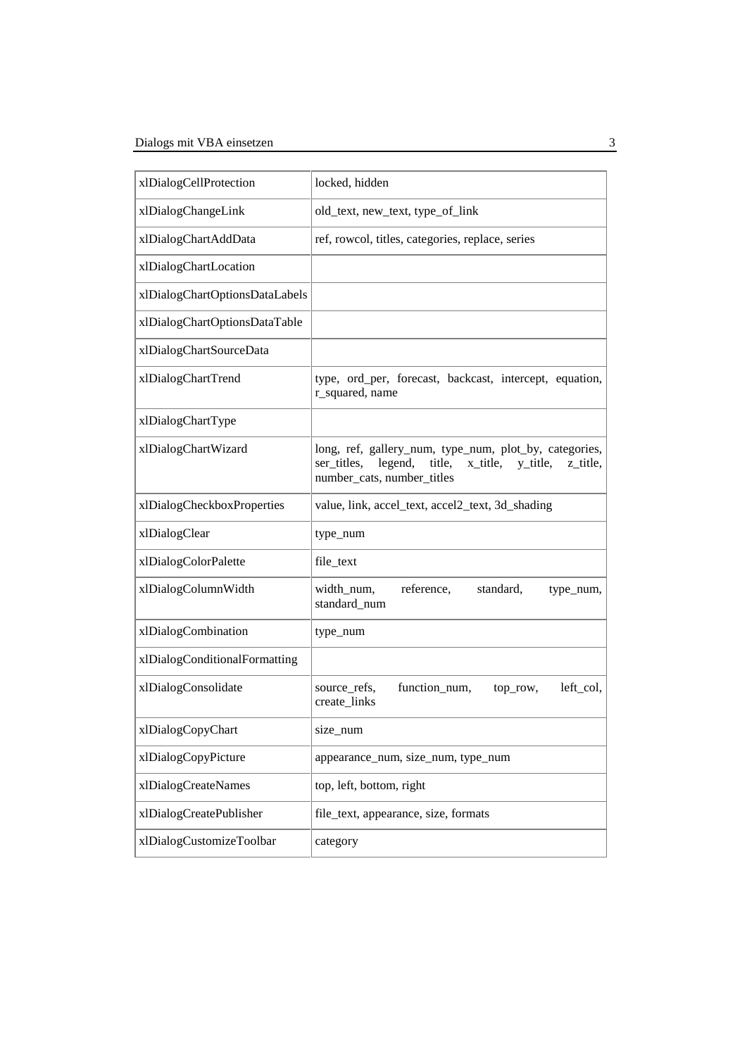| | |
|---|---|
| xlDialogCellProtection | locked, hidden |
| xlDialogChangeLink | old_text, new_text, type_of_link |
| xlDialogChartAddData | ref, rowcol, titles, categories, replace, series |
| xlDialogChartLocation | |
| xlDialogChartOptionsDataLabels | |
| xlDialogChartOptionsDataTable | |
| xlDialogChartSourceData | |
| xlDialogChartTrend | type, ord_per, forecast, backcast, intercept, equation, r_squared, name |
| xlDialogChartType | |
| xlDialogChartWizard | long, ref, gallery_num, type_num, plot_by, categories, ser_titles, legend, title, x_title, y_title, z_title, number_cats, number_titles |
| xlDialogCheckboxProperties | value, link, accel_text, accel2_text, 3d_shading |
| xlDialogClear | type_num |
| xlDialogColorPalette | file_text |
| xlDialogColumnWidth | width_num, reference, standard, type_num, standard_num |
| xlDialogCombination | type_num |
| xlDialogConditionalFormatting | |
| xlDialogConsolidate | source_refs, function_num, top_row, left_col, create_links |
| xlDialogCopyChart | size_num |
| xlDialogCopyPicture | appearance_num, size_num, type_num |
| xlDialogCreateNames | top, left, bottom, right |
| xlDialogCreatePublisher | file_text, appearance, size, formats |
| xlDialogCustomizeToolbar | category |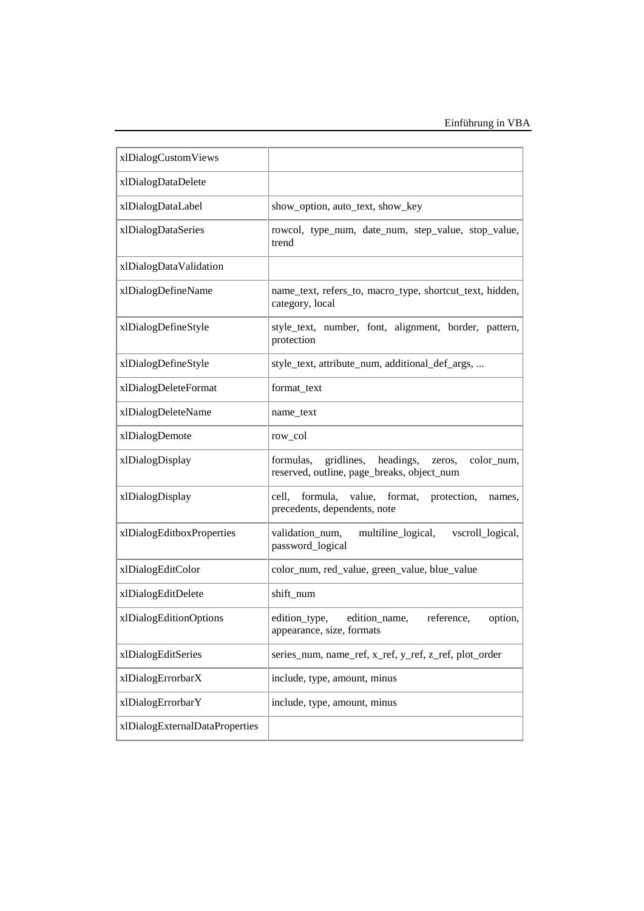| | |
|---|---|
| xlDialogCustomViews | |
| xlDialogDataDelete | |
| xlDialogDataLabel | show_option, auto_text, show_key |
| xlDialogDataSeries | rowcol, type_num, date_num, step_value, stop_value, trend |
| xlDialogDataValidation | |
| xlDialogDefineName | name_text, refers_to, macro_type, shortcut_text, hidden, category, local |
| xlDialogDefineStyle | style_text, number, font, alignment, border, pattern, protection |
| xlDialogDefineStyle | style_text, attribute_num, additional_def_args, ... |
| xlDialogDeleteFormat | format_text |
| xlDialogDeleteName | name_text |
| xlDialogDemote | row_col |
| xlDialogDisplay | formulas, gridlines, headings, zeros, color_num, reserved, outline, page_breaks, object_num |
| xlDialogDisplay | cell, formula, value, format, protection, names, precedents, dependents, note |
| xlDialogEditboxProperties | validation_num, multiline_logical, vscroll_logical, password_logical |
| xlDialogEditColor | color_num, red_value, green_value, blue_value |
| xlDialogEditDelete | shift_num |
| xlDialogEditionOptions | edition_type, edition_name, reference, option, appearance, size, formats |
| xlDialogEditSeries | series_num, name_ref, x_ref, y_ref, z_ref, plot_order |
| xlDialogErrorbarX | include, type, amount, minus |
| xlDialogErrorbarY | include, type, amount, minus |
| xlDialogExternalDataProperties | |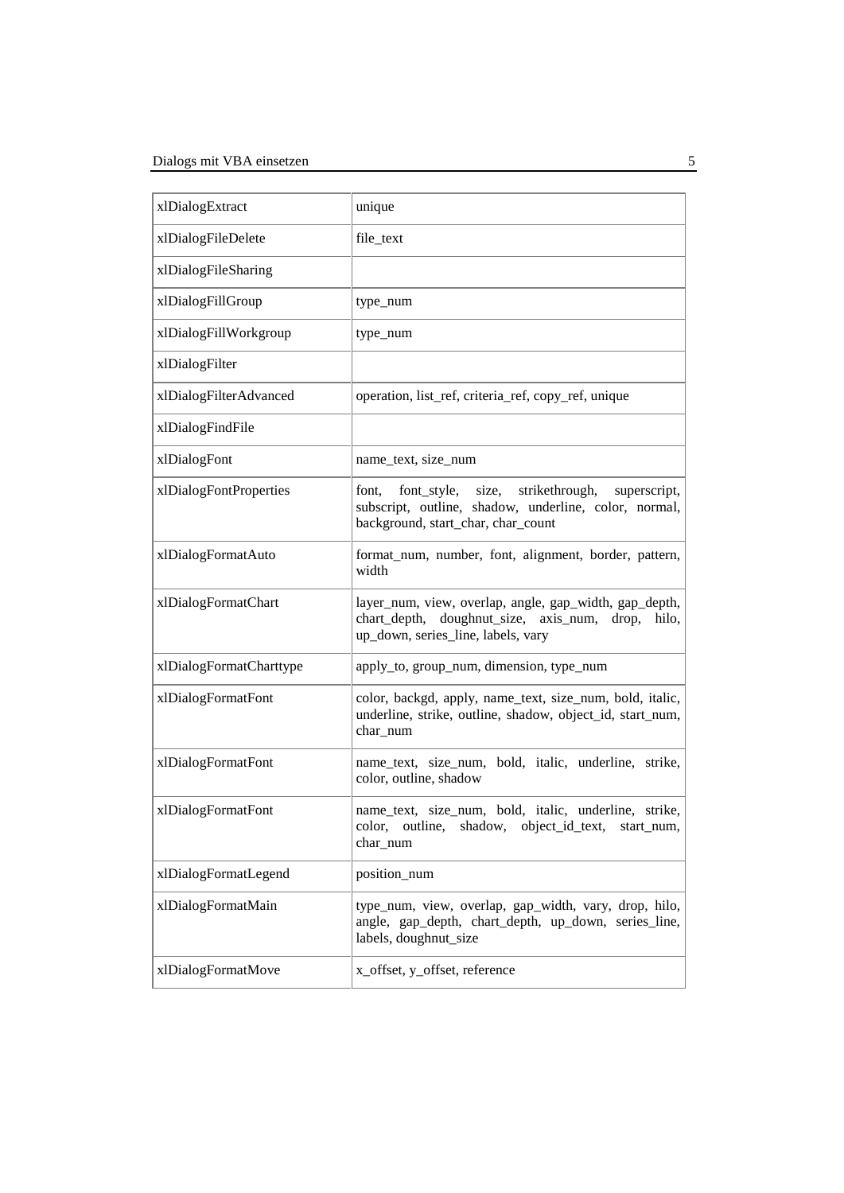| | |
|---|---|
| xlDialogExtract | unique |
| xlDialogFileDelete | file_text |
| xlDialogFileSharing | |
| xlDialogFillGroup | type_num |
| xlDialogFillWorkgroup | type_num |
| xlDialogFilter | |
| xlDialogFilterAdvanced | operation, list_ref, criteria_ref, copy_ref, unique |
| xlDialogFindFile | |
| xlDialogFont | name_text, size_num |
| xlDialogFontProperties | font, font_style, size, strikethrough, superscript, subscript, outline, shadow, underline, color, normal, background, start_char, char_count |
| xlDialogFormatAuto | format_num, number, font, alignment, border, pattern, width |
| xlDialogFormatChart | layer_num, view, overlap, angle, gap_width, gap_depth, chart_depth, doughnut_size, axis_num, drop, hilo, up_down, series_line, labels, vary |
| xlDialogFormatCharttype | apply_to, group_num, dimension, type_num |
| xlDialogFormatFont | color, backgd, apply, name_text, size_num, bold, italic, underline, strike, outline, shadow, object_id, start_num, char_num |
| xlDialogFormatFont | name_text, size_num, bold, italic, underline, strike, color, outline, shadow |
| xlDialogFormatFont | name_text, size_num, bold, italic, underline, strike, color, outline, shadow, object_id_text, start_num, char_num |
| xlDialogFormatLegend | position_num |
| xlDialogFormatMain | type_num, view, overlap, gap_width, vary, drop, hilo, angle, gap_depth, chart_depth, up_down, series_line, labels, doughnut_size |
| xlDialogFormatMove | x_offset, y_offset, reference |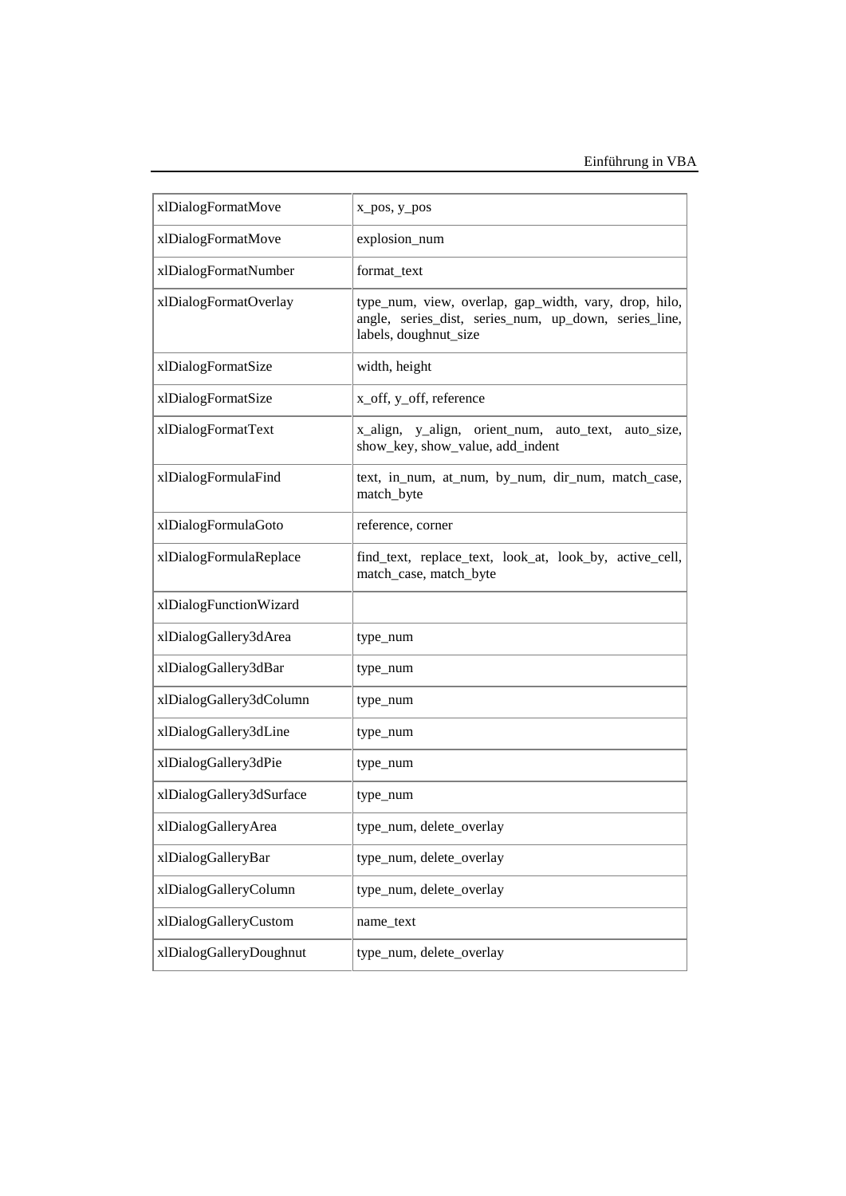| | |
|---|---|
| xlDialogFormatMove | x_pos, y_pos |
| xlDialogFormatMove | explosion_num |
| xlDialogFormatNumber | format_text |
| xlDialogFormatOverlay | type_num, view, overlap, gap_width, vary, drop, hilo, angle, series_dist, series_num, up_down, series_line, labels, doughnut_size |
| xlDialogFormatSize | width, height |
| xlDialogFormatSize | x_off, y_off, reference |
| xlDialogFormatText | x_align, y_align, orient_num, auto_text, auto_size, show_key, show_value, add_indent |
| xlDialogFormulaFind | text, in_num, at_num, by_num, dir_num, match_case, match_byte |
| xlDialogFormulaGoto | reference, corner |
| xlDialogFormulaReplace | find_text, replace_text, look_at, look_by, active_cell, match_case, match_byte |
| xlDialogFunctionWizard | |
| xlDialogGallery3dArea | type_num |
| xlDialogGallery3dBar | type_num |
| xlDialogGallery3dColumn | type_num |
| xlDialogGallery3dLine | type_num |
| xlDialogGallery3dPie | type_num |
| xlDialogGallery3dSurface | type_num |
| xlDialogGalleryArea | type_num, delete_overlay |
| xlDialogGalleryBar | type_num, delete_overlay |
| xlDialogGalleryColumn | type_num, delete_overlay |
| xlDialogGalleryCustom | name_text |
| xlDialogGalleryDoughnut | type_num, delete_overlay |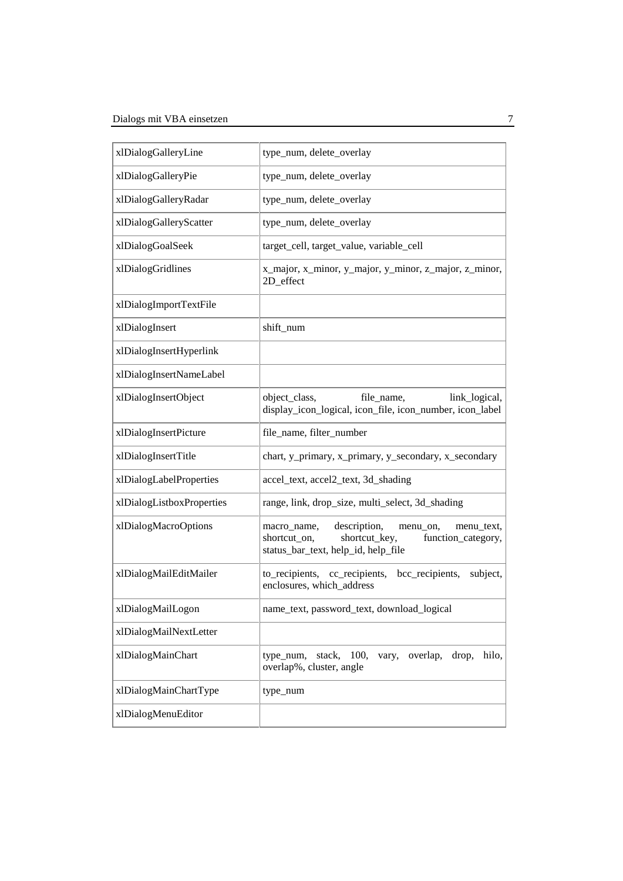| | |
|---|---|
| xlDialogGalleryLine | type_num, delete_overlay |
| xlDialogGalleryPie | type_num, delete_overlay |
| xlDialogGalleryRadar | type_num, delete_overlay |
| xlDialogGalleryScatter | type_num, delete_overlay |
| xlDialogGoalSeek | target_cell, target_value, variable_cell |
| xlDialogGridlines | x_major, x_minor, y_major, y_minor, z_major, z_minor, 2D_effect |
| xlDialogImportTextFile | |
| xlDialogInsert | shift_num |
| xlDialogInsertHyperlink | |
| xlDialogInsertNameLabel | |
| xlDialogInsertObject | object_class, file_name, link_logical, display_icon_logical, icon_file, icon_number, icon_label |
| xlDialogInsertPicture | file_name, filter_number |
| xlDialogInsertTitle | chart, y_primary, x_primary, y_secondary, x_secondary |
| xlDialogLabelProperties | accel_text, accel2_text, 3d_shading |
| xlDialogListboxProperties | range, link, drop_size, multi_select, 3d_shading |
| xlDialogMacroOptions | macro_name, description, menu_on, menu_text, shortcut_on, shortcut_key, function_category, status_bar_text, help_id, help_file |
| xlDialogMailEditMailer | to_recipients, cc_recipients, bcc_recipients, subject, enclosures, which_address |
| xlDialogMailLogon | name_text, password_text, download_logical |
| xlDialogMailNextLetter | |
| xlDialogMainChart | type_num, stack, 100, vary, overlap, drop, hilo, overlap%, cluster, angle |
| xlDialogMainChartType | type_num |
| xlDialogMenuEditor | |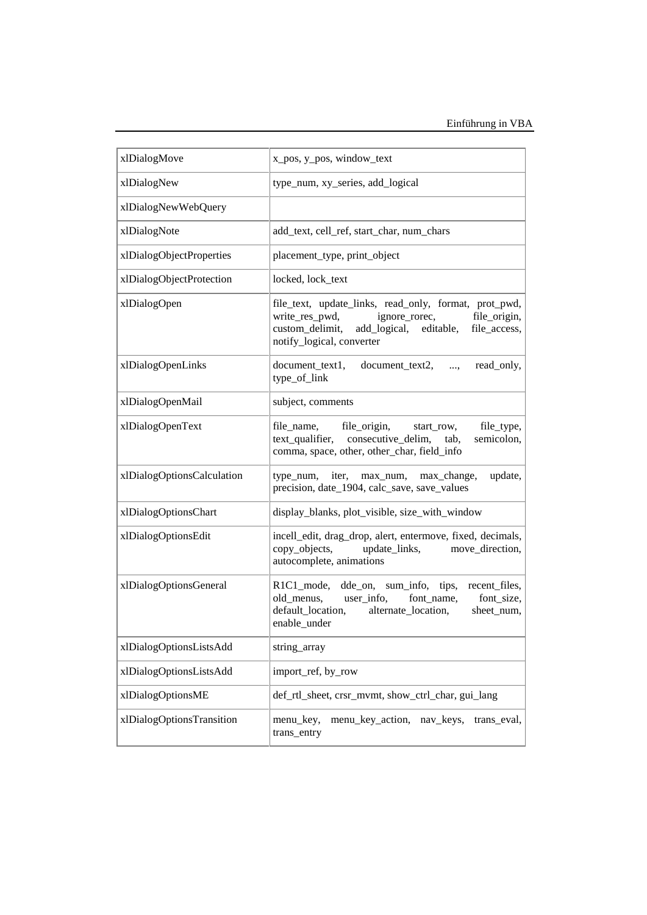| | |
|---|---|
| xlDialogMove | x_pos, y_pos, window_text |
| xlDialogNew | type_num, xy_series, add_logical |
| xlDialogNewWebQuery | |
| xlDialogNote | add_text, cell_ref, start_char, num_chars |
| xlDialogObjectProperties | placement_type, print_object |
| xlDialogObjectProtection | locked, lock_text |
| xlDialogOpen | file_text, update_links, read_only, format, prot_pwd, write_res_pwd, ignore_rorec, file_origin, custom_delimit, add_logical, editable, file_access, notify_logical, converter |
| xlDialogOpenLinks | document_text1, document_text2, ..., read_only, type_of_link |
| xlDialogOpenMail | subject, comments |
| xlDialogOpenText | file_name, file_origin, start_row, file_type, text_qualifier, consecutive_delim, tab, semicolon, comma, space, other, other_char, field_info |
| xlDialogOptionsCalculation | type_num, iter, max_num, max_change, update, precision, date_1904, calc_save, save_values |
| xlDialogOptionsChart | display_blanks, plot_visible, size_with_window |
| xlDialogOptionsEdit | incell_edit, drag_drop, alert, entermove, fixed, decimals, copy_objects, update_links, move_direction, autocomplete, animations |
| xlDialogOptionsGeneral | R1C1_mode, dde_on, sum_info, tips, recent_files, old_menus, user_info, font_name, font_size, default_location, alternate_location, sheet_num, enable_under |
| xlDialogOptionsListsAdd | string_array |
| xlDialogOptionsListsAdd | import_ref, by_row |
| xlDialogOptionsME | def_rtl_sheet, crsr_mvmt, show_ctrl_char, gui_lang |
| xlDialogOptionsTransition | menu_key, menu_key_action, nav_keys, trans_eval, trans_entry |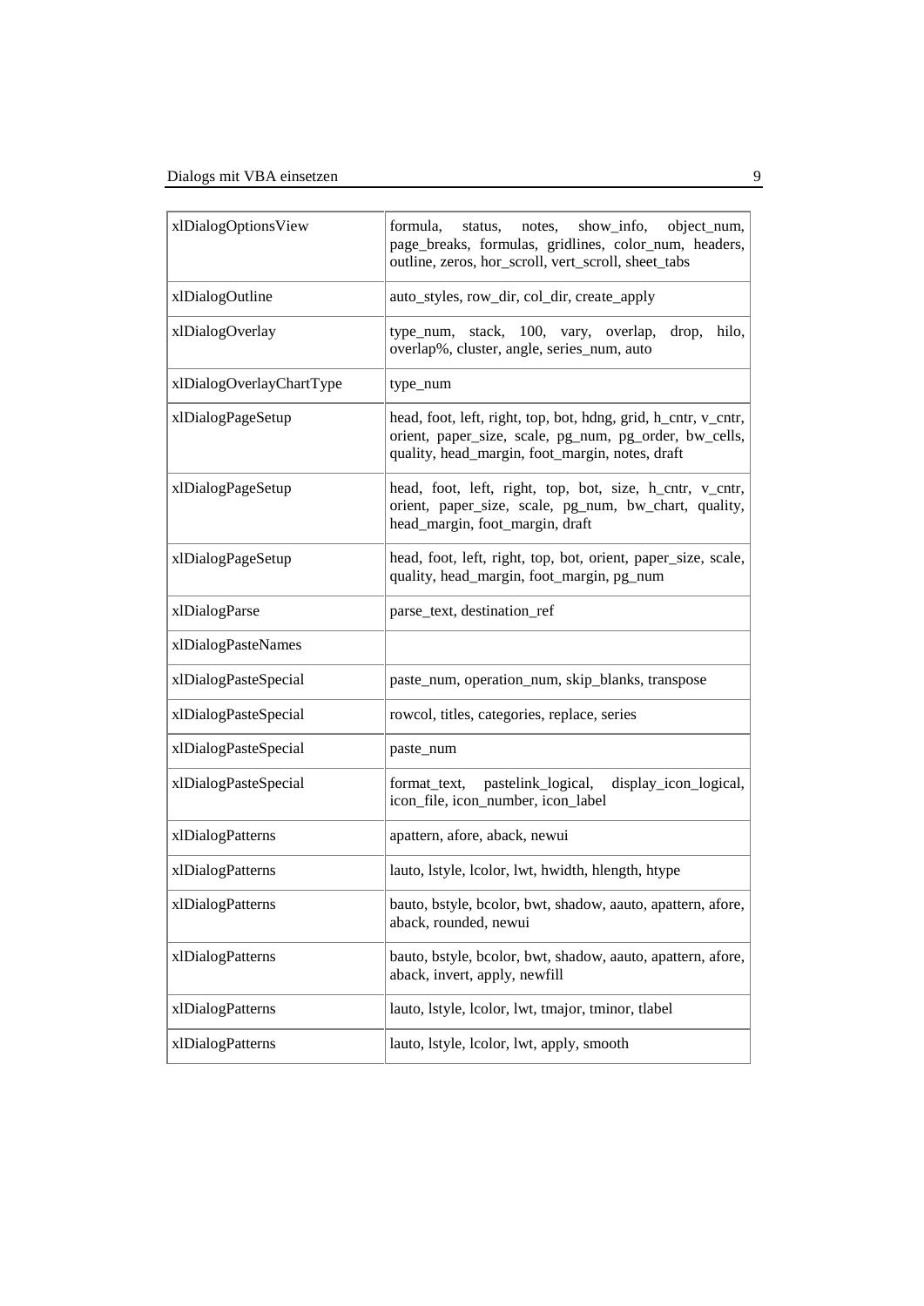| | |
|---|---|
| xlDialogOptionsView | formula, status, notes, show_info, object_num, page_breaks, formulas, gridlines, color_num, headers, outline, zeros, hor_scroll, vert_scroll, sheet_tabs |
| xlDialogOutline | auto_styles, row_dir, col_dir, create_apply |
| xlDialogOverlay | type_num, stack, 100, vary, overlap, drop, hilo, overlap%, cluster, angle, series_num, auto |
| xlDialogOverlayChartType | type_num |
| xlDialogPageSetup | head, foot, left, right, top, bot, hdng, grid, h_cntr, v_cntr, orient, paper_size, scale, pg_num, pg_order, bw_cells, quality, head_margin, foot_margin, notes, draft |
| xlDialogPageSetup | head, foot, left, right, top, bot, size, h_cntr, v_cntr, orient, paper_size, scale, pg_num, bw_chart, quality, head_margin, foot_margin, draft |
| xlDialogPageSetup | head, foot, left, right, top, bot, orient, paper_size, scale, quality, head_margin, foot_margin, pg_num |
| xlDialogParse | parse_text, destination_ref |
| xlDialogPasteNames | |
| xlDialogPasteSpecial | paste_num, operation_num, skip_blanks, transpose |
| xlDialogPasteSpecial | rowcol, titles, categories, replace, series |
| xlDialogPasteSpecial | paste_num |
| xlDialogPasteSpecial | format_text, pastelink_logical, display_icon_logical, icon_file, icon_number, icon_label |
| xlDialogPatterns | apattern, afore, aback, newui |
| xlDialogPatterns | lauto, lstyle, lcolor, lwt, hwidth, hlength, htype |
| xlDialogPatterns | bauto, bstyle, bcolor, bwt, shadow, aauto, apattern, afore, aback, rounded, newui |
| xlDialogPatterns | bauto, bstyle, bcolor, bwt, shadow, aauto, apattern, afore, aback, invert, apply, newfill |
| xlDialogPatterns | lauto, lstyle, lcolor, lwt, tmajor, tminor, tlabel |
| xlDialogPatterns | lauto, lstyle, lcolor, lwt, apply, smooth |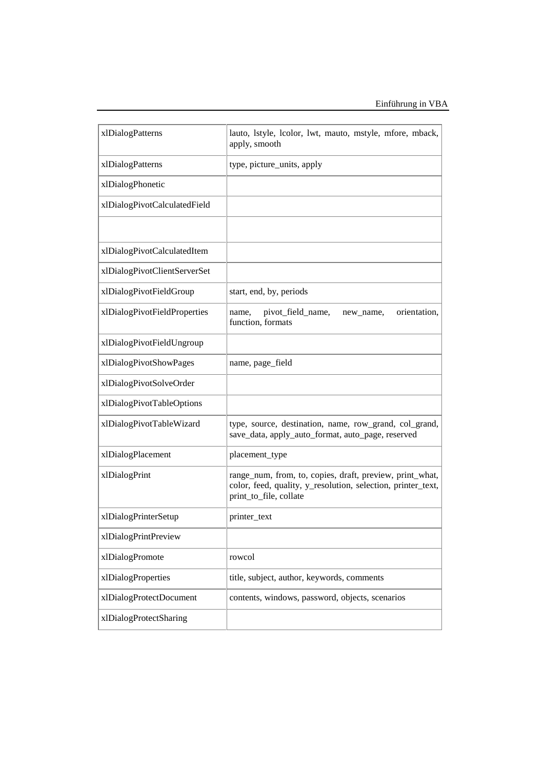| | |
|---|---|
| xlDialogPatterns | lauto, lstyle, lcolor, lwt, mauto, mstyle, mfore, mback, apply, smooth |
| xlDialogPatterns | type, picture_units, apply |
| xlDialogPhonetic | |
| xlDialogPivotCalculatedField | |
| | |
| xlDialogPivotCalculatedItem | |
| xlDialogPivotClientServerSet | |
| xlDialogPivotFieldGroup | start, end, by, periods |
| xlDialogPivotFieldProperties | name, pivot_field_name, new_name, orientation, function, formats |
| xlDialogPivotFieldUngroup | |
| xlDialogPivotShowPages | name, page_field |
| xlDialogPivotSolveOrder | |
| xlDialogPivotTableOptions | |
| xlDialogPivotTableWizard | type, source, destination, name, row_grand, col_grand, save_data, apply_auto_format, auto_page, reserved |
| xlDialogPlacement | placement_type |
| xlDialogPrint | range_num, from, to, copies, draft, preview, print_what, color, feed, quality, y_resolution, selection, printer_text, print_to_file, collate |
| xlDialogPrinterSetup | printer_text |
| xlDialogPrintPreview | |
| xlDialogPromote | rowcol |
| xlDialogProperties | title, subject, author, keywords, comments |
| xlDialogProtectDocument | contents, windows, password, objects, scenarios |
| xlDialogProtectSharing | |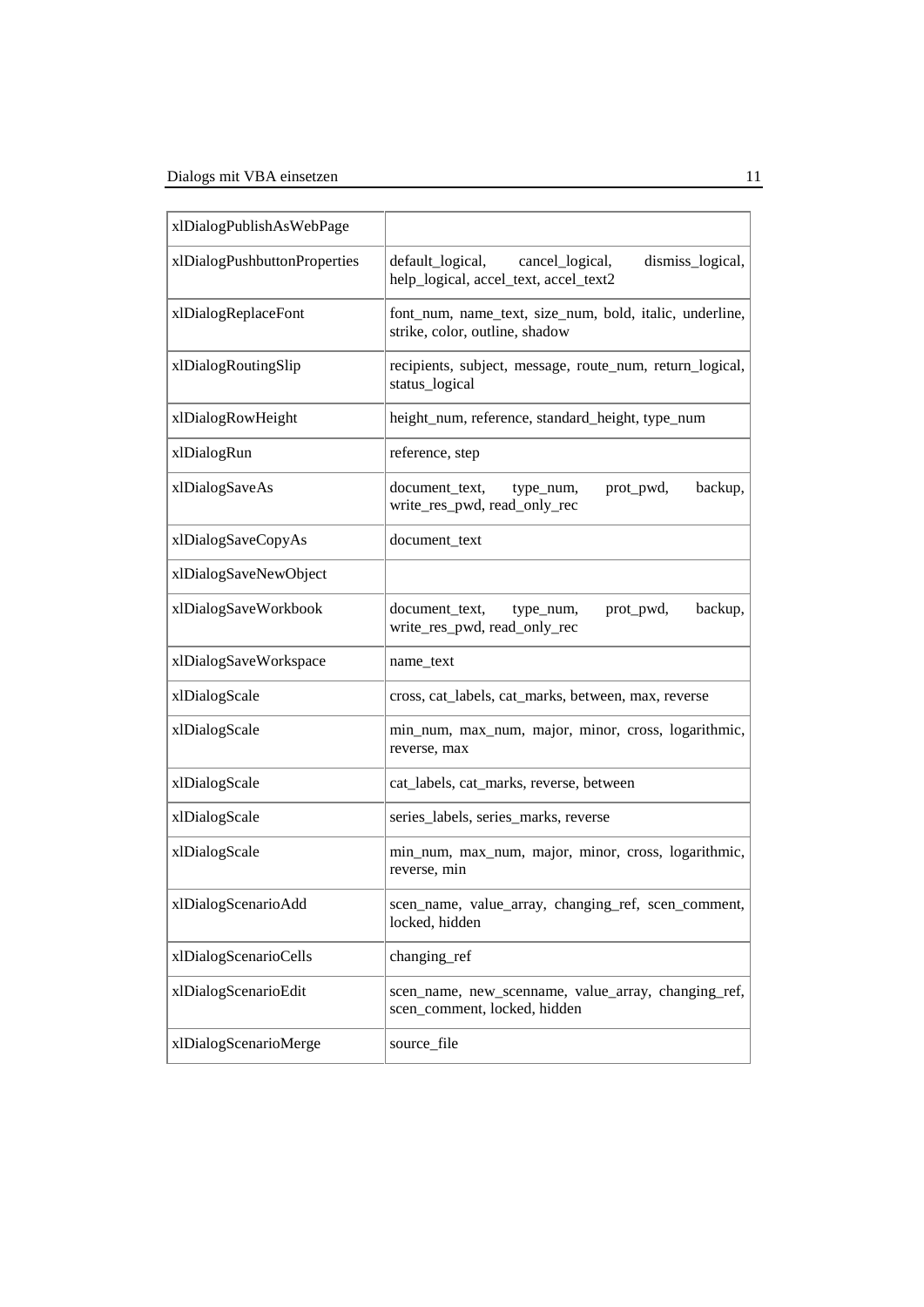| | |
|---|---|
| xlDialogPublishAsWebPage | |
| xlDialogPushbuttonProperties | default_logical, cancel_logical, dismiss_logical, help_logical, accel_text, accel_text2 |
| xlDialogReplaceFont | font_num, name_text, size_num, bold, italic, underline, strike, color, outline, shadow |
| xlDialogRoutingSlip | recipients, subject, message, route_num, return_logical, status_logical |
| xlDialogRowHeight | height_num, reference, standard_height, type_num |
| xlDialogRun | reference, step |
| xlDialogSaveAs | document_text, type_num, prot_pwd, backup, write_res_pwd, read_only_rec |
| xlDialogSaveCopyAs | document_text |
| xlDialogSaveNewObject | |
| xlDialogSaveWorkbook | document_text, type_num, prot_pwd, backup, write_res_pwd, read_only_rec |
| xlDialogSaveWorkspace | name_text |
| xlDialogScale | cross, cat_labels, cat_marks, between, max, reverse |
| xlDialogScale | min_num, max_num, major, minor, cross, logarithmic, reverse, max |
| xlDialogScale | cat_labels, cat_marks, reverse, between |
| xlDialogScale | series_labels, series_marks, reverse |
| xlDialogScale | min_num, max_num, major, minor, cross, logarithmic, reverse, min |
| xlDialogScenarioAdd | scen_name, value_array, changing_ref, scen_comment, locked, hidden |
| xlDialogScenarioCells | changing_ref |
| xlDialogScenarioEdit | scen_name, new_scenname, value_array, changing_ref, scen_comment, locked, hidden |
| xlDialogScenarioMerge | source_file |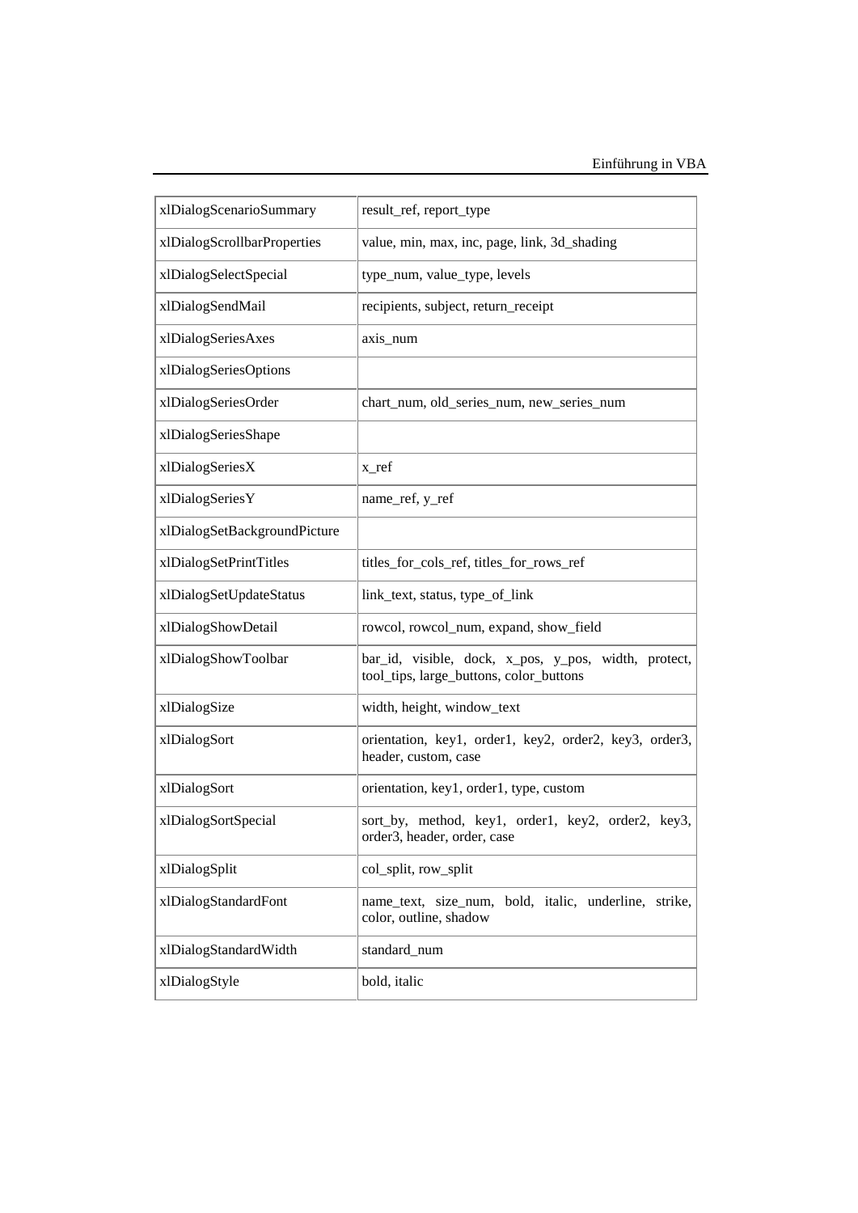| | |
|---|---|
| xlDialogScenarioSummary | result_ref, report_type |
| xlDialogScrollbarProperties | value, min, max, inc, page, link, 3d_shading |
| xlDialogSelectSpecial | type_num, value_type, levels |
| xlDialogSendMail | recipients, subject, return_receipt |
| xlDialogSeriesAxes | axis_num |
| xlDialogSeriesOptions | |
| xlDialogSeriesOrder | chart_num, old_series_num, new_series_num |
| xlDialogSeriesShape | |
| xlDialogSeriesX | x_ref |
| xlDialogSeriesY | name_ref, y_ref |
| xlDialogSetBackgroundPicture | |
| xlDialogSetPrintTitles | titles_for_cols_ref, titles_for_rows_ref |
| xlDialogSetUpdateStatus | link_text, status, type_of_link |
| xlDialogShowDetail | rowcol, rowcol_num, expand, show_field |
| xlDialogShowToolbar | bar_id, visible, dock, x_pos, y_pos, width, protect, tool_tips, large_buttons, color_buttons |
| xlDialogSize | width, height, window_text |
| xlDialogSort | orientation, key1, order1, key2, order2, key3, order3, header, custom, case |
| xlDialogSort | orientation, key1, order1, type, custom |
| xlDialogSortSpecial | sort_by, method, key1, order1, key2, order2, key3, order3, header, order, case |
| xlDialogSplit | col_split, row_split |
| xlDialogStandardFont | name_text, size_num, bold, italic, underline, strike, color, outline, shadow |
| xlDialogStandardWidth | standard_num |
| xlDialogStyle | bold, italic |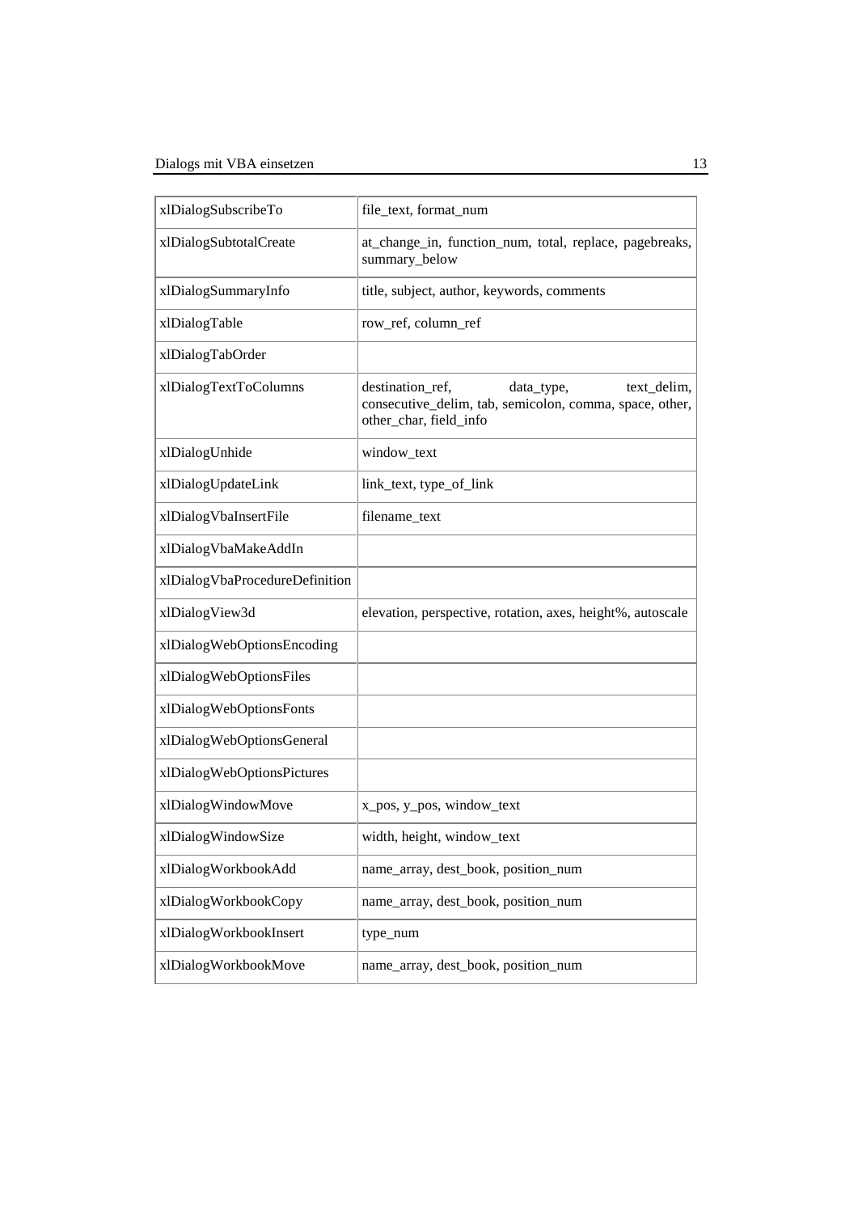| | |
|---|---|
| xlDialogSubscribeTo | file_text, format_num |
| xlDialogSubtotalCreate | at_change_in, function_num, total, replace, pagebreaks, summary_below |
| xlDialogSummaryInfo | title, subject, author, keywords, comments |
| xlDialogTable | row_ref, column_ref |
| xlDialogTabOrder | |
| xlDialogTextToColumns | destination_ref, data_type, text_delim, consecutive_delim, tab, semicolon, comma, space, other, other_char, field_info |
| xlDialogUnhide | window_text |
| xlDialogUpdateLink | link_text, type_of_link |
| xlDialogVbaInsertFile | filename_text |
| xlDialogVbaMakeAddIn | |
| xlDialogVbaProcedureDefinition | |
| xlDialogView3d | elevation, perspective, rotation, axes, height%, autoscale |
| xlDialogWebOptionsEncoding | |
| xlDialogWebOptionsFiles | |
| xlDialogWebOptionsFonts | |
| xlDialogWebOptionsGeneral | |
| xlDialogWebOptionsPictures | |
| xlDialogWindowMove | x_pos, y_pos, window_text |
| xlDialogWindowSize | width, height, window_text |
| xlDialogWorkbookAdd | name_array, dest_book, position_num |
| xlDialogWorkbookCopy | name_array, dest_book, position_num |
| xlDialogWorkbookInsert | type_num |
| xlDialogWorkbookMove | name_array, dest_book, position_num |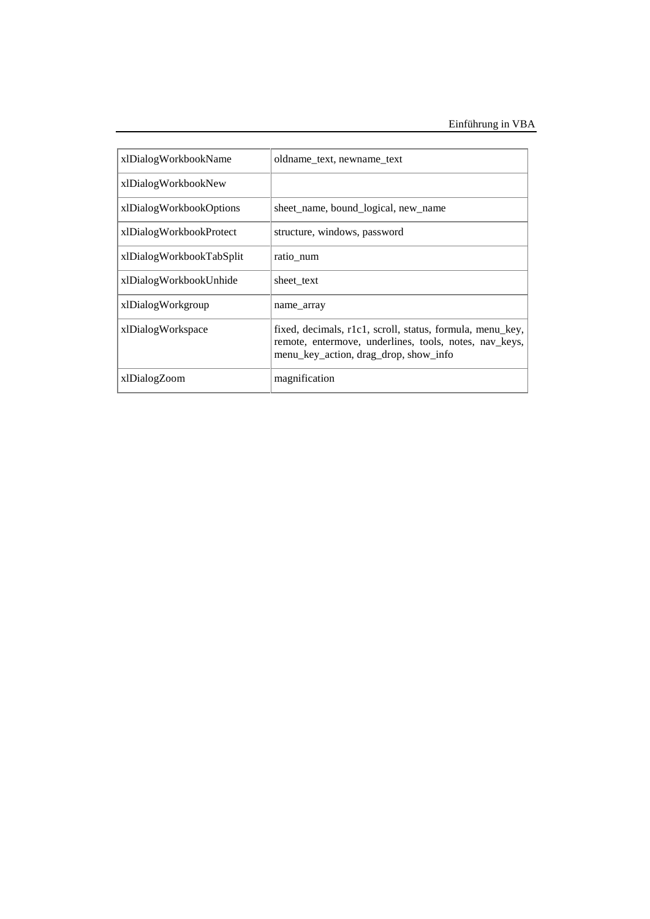| | |
|---|---|
| xlDialogWorkbookName | oldname_text, newname_text |
| xlDialogWorkbookNew | |
| xlDialogWorkbookOptions | sheet_name, bound_logical, new_name |
| xlDialogWorkbookProtect | structure, windows, password |
| xlDialogWorkbookTabSplit | ratio_num |
| xlDialogWorkbookUnhide | sheet_text |
| xlDialogWorkgroup | name_array |
| xlDialogWorkspace | fixed, decimals, r1c1, scroll, status, formula, menu_key, remote, entermove, underlines, tools, notes, nav_keys, menu_key_action, drag_drop, show_info |
| xlDialogZoom | magnification |